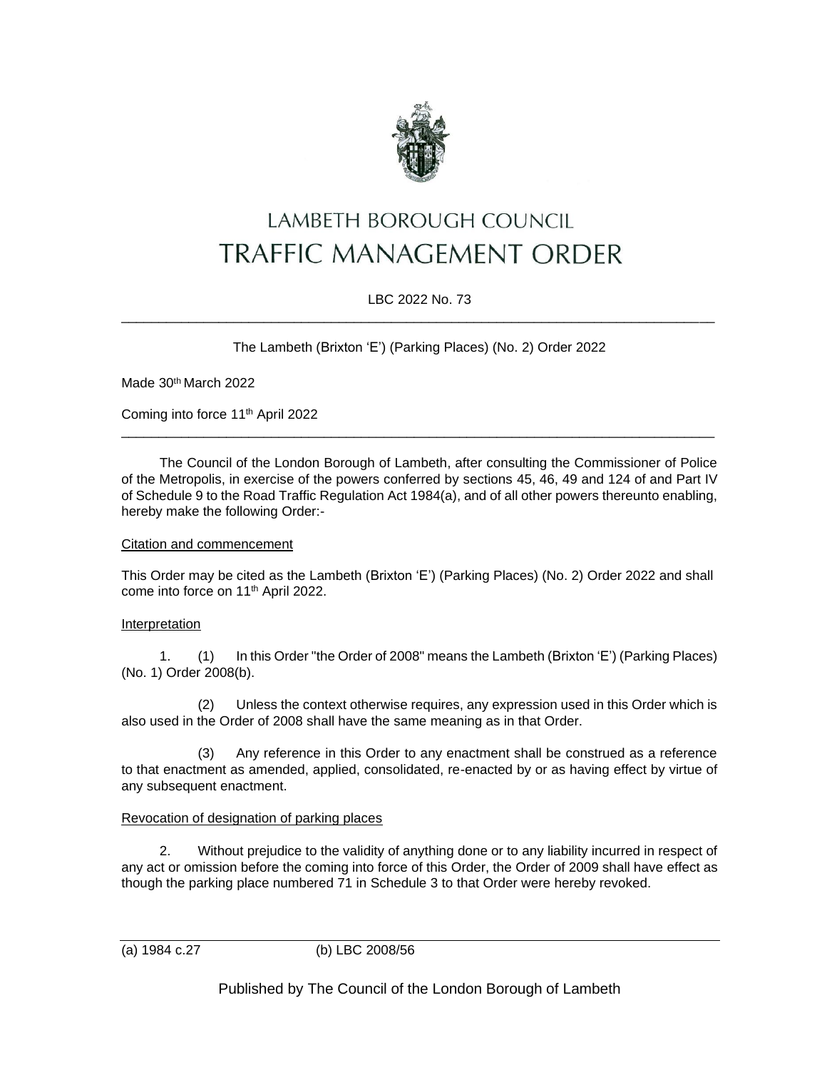# LAMBETH BOROUGH COUNCIL
# TRAFFIC MANAGEMENT ORDER

LBC 2022 No. 73

---

The Lambeth (Brixton 'E') (Parking Places) (No. 2) Order 2022

Made 30th March 2022

Coming into force 11th April 2022

---

The Council of the London Borough of Lambeth, after consulting the Commissioner of Police of the Metropolis, in exercise of the powers conferred by sections 45, 46, 49 and 124 of and Part IV of Schedule 9 to the Road Traffic Regulation Act 1984(a), and of all other powers thereunto enabling, hereby make the following Order:-

## Citation and commencement

This Order may be cited as the Lambeth (Brixton 'E') (Parking Places) (No. 2) Order 2022 and shall come into force on 11th April 2022.

## Interpretation

1. (1) In this Order "the Order of 2008" means the Lambeth (Brixton 'E') (Parking Places) (No. 1) Order 2008(b).

(2) Unless the context otherwise requires, any expression used in this Order which is also used in the Order of 2008 shall have the same meaning as in that Order.

(3) Any reference in this Order to any enactment shall be construed as a reference to that enactment as amended, applied, consolidated, re-enacted by or as having effect by virtue of any subsequent enactment.

## Revocation of designation of parking places

2. Without prejudice to the validity of anything done or to any liability incurred in respect of any act or omission before the coming into force of this Order, the Order of 2009 shall have effect as though the parking place numbered 71 in Schedule 3 to that Order were hereby revoked.

---

(a) 1984 c.27 (b) LBC 2008/56

Published by The Council of the London Borough of Lambeth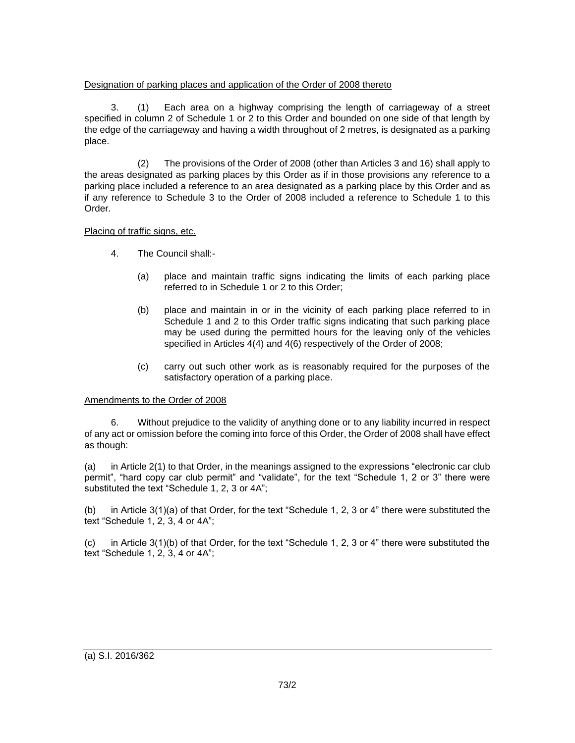Designation of parking places and application of the Order of 2008 thereto

3. (1) Each area on a highway comprising the length of carriageway of a street specified in column 2 of Schedule 1 or 2 to this Order and bounded on one side of that length by the edge of the carriageway and having a width throughout of 2 metres, is designated as a parking place.

(2) The provisions of the Order of 2008 (other than Articles 3 and 16) shall apply to the areas designated as parking places by this Order as if in those provisions any reference to a parking place included a reference to an area designated as a parking place by this Order and as if any reference to Schedule 3 to the Order of 2008 included a reference to Schedule 1 to this Order.

Placing of traffic signs, etc.

4. The Council shall:-

(a) place and maintain traffic signs indicating the limits of each parking place referred to in Schedule 1 or 2 to this Order;

(b) place and maintain in or in the vicinity of each parking place referred to in Schedule 1 and 2 to this Order traffic signs indicating that such parking place may be used during the permitted hours for the leaving only of the vehicles specified in Articles 4(4) and 4(6) respectively of the Order of 2008;

(c) carry out such other work as is reasonably required for the purposes of the satisfactory operation of a parking place.

Amendments to the Order of 2008

6. Without prejudice to the validity of anything done or to any liability incurred in respect of any act or omission before the coming into force of this Order, the Order of 2008 shall have effect as though:

(a) in Article 2(1) to that Order, in the meanings assigned to the expressions "electronic car club permit", "hard copy car club permit" and "validate", for the text "Schedule 1, 2 or 3" there were substituted the text "Schedule 1, 2, 3 or 4A";

(b) in Article 3(1)(a) of that Order, for the text "Schedule 1, 2, 3 or 4" there were substituted the text "Schedule 1, 2, 3, 4 or 4A";

(c) in Article 3(1)(b) of that Order, for the text "Schedule 1, 2, 3 or 4" there were substituted the text "Schedule 1, 2, 3, 4 or 4A";

---

(a) S.I. 2016/362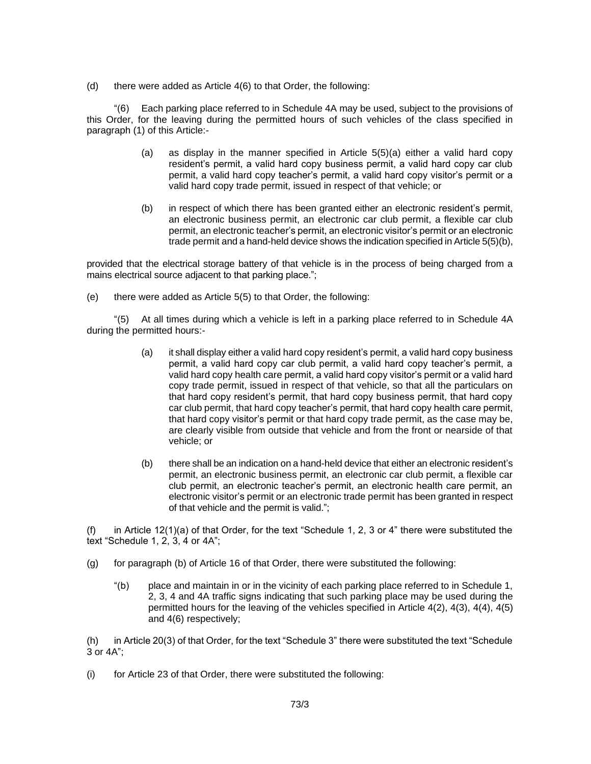(d) there were added as Article 4(6) to that Order, the following:

"(6) Each parking place referred to in Schedule 4A may be used, subject to the provisions of this Order, for the leaving during the permitted hours of such vehicles of the class specified in paragraph (1) of this Article:-

> (a) as display in the manner specified in Article 5(5)(a) either a valid hard copy resident's permit, a valid hard copy business permit, a valid hard copy car club permit, a valid hard copy teacher's permit, a valid hard copy visitor's permit or a valid hard copy trade permit, issued in respect of that vehicle; or
>
> (b) in respect of which there has been granted either an electronic resident's permit, an electronic business permit, an electronic car club permit, a flexible car club permit, an electronic teacher's permit, an electronic visitor's permit or an electronic trade permit and a hand-held device shows the indication specified in Article 5(5)(b),

provided that the electrical storage battery of that vehicle is in the process of being charged from a mains electrical source adjacent to that parking place.";

(e) there were added as Article 5(5) to that Order, the following:

"(5) At all times during which a vehicle is left in a parking place referred to in Schedule 4A during the permitted hours:-

> (a) it shall display either a valid hard copy resident's permit, a valid hard copy business permit, a valid hard copy car club permit, a valid hard copy teacher's permit, a valid hard copy health care permit, a valid hard copy visitor's permit or a valid hard copy trade permit, issued in respect of that vehicle, so that all the particulars on that hard copy resident's permit, that hard copy business permit, that hard copy car club permit, that hard copy teacher's permit, that hard copy health care permit, that hard copy visitor's permit or that hard copy trade permit, as the case may be, are clearly visible from outside that vehicle and from the front or nearside of that vehicle; or
>
> (b) there shall be an indication on a hand-held device that either an electronic resident's permit, an electronic business permit, an electronic car club permit, a flexible car club permit, an electronic teacher's permit, an electronic health care permit, an electronic visitor's permit or an electronic trade permit has been granted in respect of that vehicle and the permit is valid.";

(f) in Article 12(1)(a) of that Order, for the text "Schedule 1, 2, 3 or 4" there were substituted the text "Schedule 1, 2, 3, 4 or 4A";

(g) for paragraph (b) of Article 16 of that Order, there were substituted the following:

> "(b) place and maintain in or in the vicinity of each parking place referred to in Schedule 1, 2, 3, 4 and 4A traffic signs indicating that such parking place may be used during the permitted hours for the leaving of the vehicles specified in Article 4(2), 4(3), 4(4), 4(5) and 4(6) respectively;

(h) in Article 20(3) of that Order, for the text "Schedule 3" there were substituted the text "Schedule 3 or 4A";

(i) for Article 23 of that Order, there were substituted the following: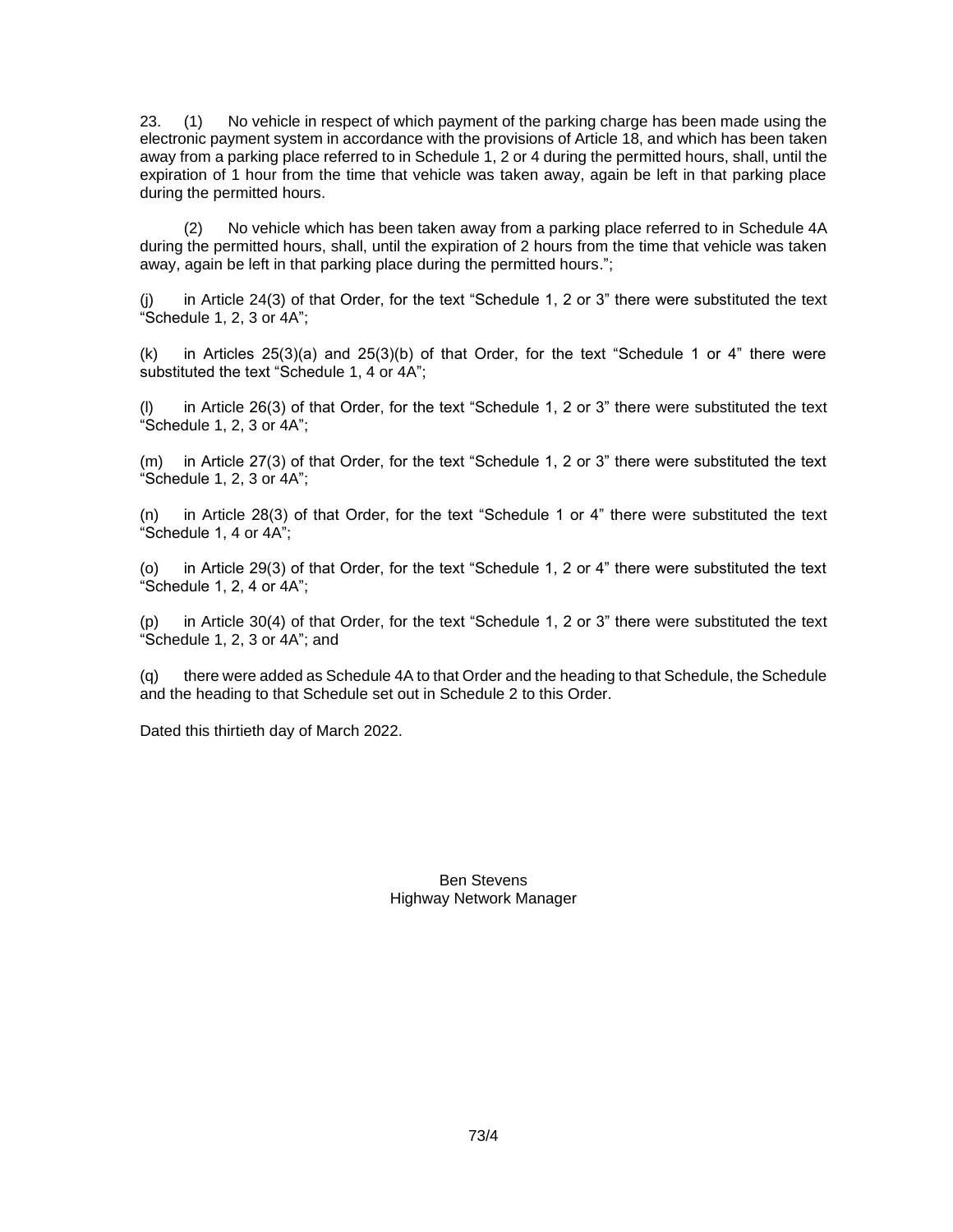23. (1) No vehicle in respect of which payment of the parking charge has been made using the electronic payment system in accordance with the provisions of Article 18, and which has been taken away from a parking place referred to in Schedule 1, 2 or 4 during the permitted hours, shall, until the expiration of 1 hour from the time that vehicle was taken away, again be left in that parking place during the permitted hours.

(2) No vehicle which has been taken away from a parking place referred to in Schedule 4A during the permitted hours, shall, until the expiration of 2 hours from the time that vehicle was taken away, again be left in that parking place during the permitted hours.";

(j) in Article 24(3) of that Order, for the text "Schedule 1, 2 or 3" there were substituted the text "Schedule 1, 2, 3 or 4A";

(k) in Articles 25(3)(a) and 25(3)(b) of that Order, for the text "Schedule 1 or 4" there were substituted the text "Schedule 1, 4 or 4A";

(l) in Article 26(3) of that Order, for the text "Schedule 1, 2 or 3" there were substituted the text "Schedule 1, 2, 3 or 4A";

(m) in Article 27(3) of that Order, for the text "Schedule 1, 2 or 3" there were substituted the text "Schedule 1, 2, 3 or 4A";

(n) in Article 28(3) of that Order, for the text "Schedule 1 or 4" there were substituted the text "Schedule 1, 4 or 4A";

(o) in Article 29(3) of that Order, for the text "Schedule 1, 2 or 4" there were substituted the text "Schedule 1, 2, 4 or 4A";

(p) in Article 30(4) of that Order, for the text "Schedule 1, 2 or 3" there were substituted the text "Schedule 1, 2, 3 or 4A"; and

(q) there were added as Schedule 4A to that Order and the heading to that Schedule, the Schedule and the heading to that Schedule set out in Schedule 2 to this Order.

Dated this thirtieth day of March 2022.

Ben Stevens
Highway Network Manager

73/4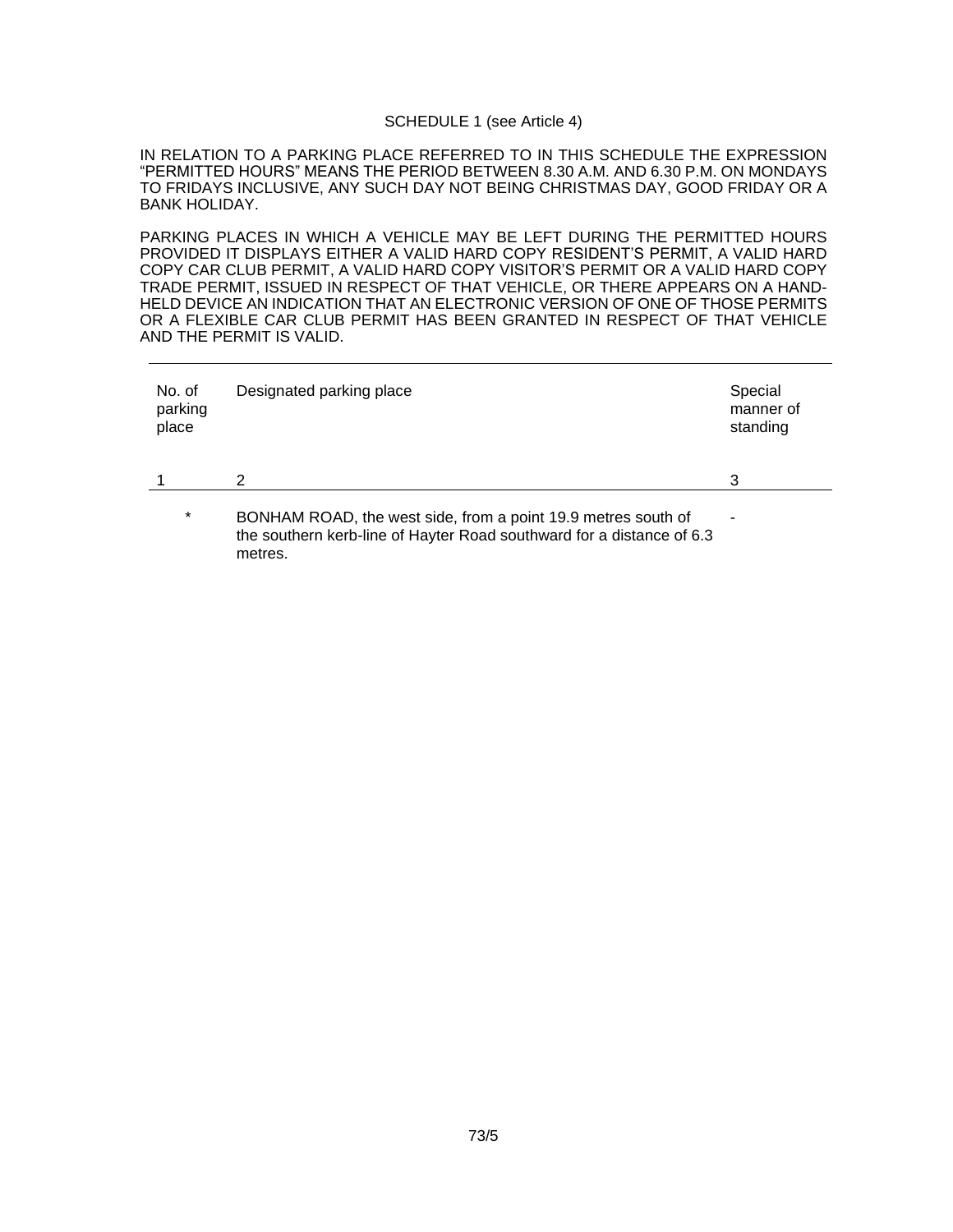SCHEDULE 1 (see Article 4)

IN RELATION TO A PARKING PLACE REFERRED TO IN THIS SCHEDULE THE EXPRESSION "PERMITTED HOURS" MEANS THE PERIOD BETWEEN 8.30 A.M. AND 6.30 P.M. ON MONDAYS TO FRIDAYS INCLUSIVE, ANY SUCH DAY NOT BEING CHRISTMAS DAY, GOOD FRIDAY OR A BANK HOLIDAY.

PARKING PLACES IN WHICH A VEHICLE MAY BE LEFT DURING THE PERMITTED HOURS PROVIDED IT DISPLAYS EITHER A VALID HARD COPY RESIDENT'S PERMIT, A VALID HARD COPY CAR CLUB PERMIT, A VALID HARD COPY VISITOR'S PERMIT OR A VALID HARD COPY TRADE PERMIT, ISSUED IN RESPECT OF THAT VEHICLE, OR THERE APPEARS ON A HAND-HELD DEVICE AN INDICATION THAT AN ELECTRONIC VERSION OF ONE OF THOSE PERMITS OR A FLEXIBLE CAR CLUB PERMIT HAS BEEN GRANTED IN RESPECT OF THAT VEHICLE AND THE PERMIT IS VALID.

| No. of parking place | Designated parking place | Special manner of standing |
|---|---|---|
| 1 | 2 | 3 |
| * | BONHAM ROAD, the west side, from a point 19.9 metres south of the southern kerb-line of Hayter Road southward for a distance of 6.3 metres. | - |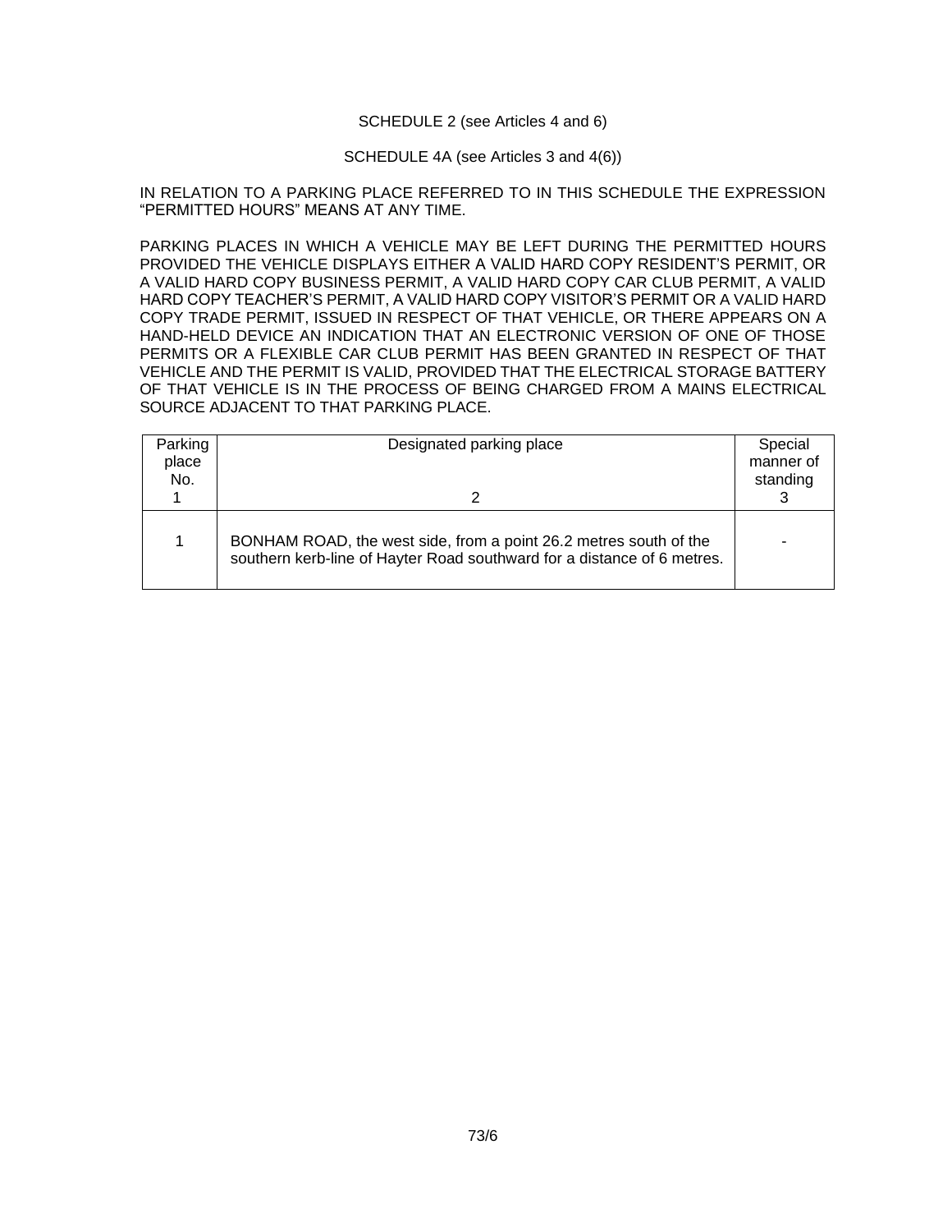SCHEDULE 2 (see Articles 4 and 6)

SCHEDULE 4A (see Articles 3 and 4(6))

IN RELATION TO A PARKING PLACE REFERRED TO IN THIS SCHEDULE THE EXPRESSION "PERMITTED HOURS" MEANS AT ANY TIME.

PARKING PLACES IN WHICH A VEHICLE MAY BE LEFT DURING THE PERMITTED HOURS PROVIDED THE VEHICLE DISPLAYS EITHER A VALID HARD COPY RESIDENT'S PERMIT, OR A VALID HARD COPY BUSINESS PERMIT, A VALID HARD COPY CAR CLUB PERMIT, A VALID HARD COPY TEACHER'S PERMIT, A VALID HARD COPY VISITOR'S PERMIT OR A VALID HARD COPY TRADE PERMIT, ISSUED IN RESPECT OF THAT VEHICLE, OR THERE APPEARS ON A HAND-HELD DEVICE AN INDICATION THAT AN ELECTRONIC VERSION OF ONE OF THOSE PERMITS OR A FLEXIBLE CAR CLUB PERMIT HAS BEEN GRANTED IN RESPECT OF THAT VEHICLE AND THE PERMIT IS VALID, PROVIDED THAT THE ELECTRICAL STORAGE BATTERY OF THAT VEHICLE IS IN THE PROCESS OF BEING CHARGED FROM A MAINS ELECTRICAL SOURCE ADJACENT TO THAT PARKING PLACE.

| Parking place No. 1 | Designated parking place 2 | Special manner of standing 3 |
|---|---|---|
| 1 | BONHAM ROAD, the west side, from a point 26.2 metres south of the southern kerb-line of Hayter Road southward for a distance of 6 metres. | - |